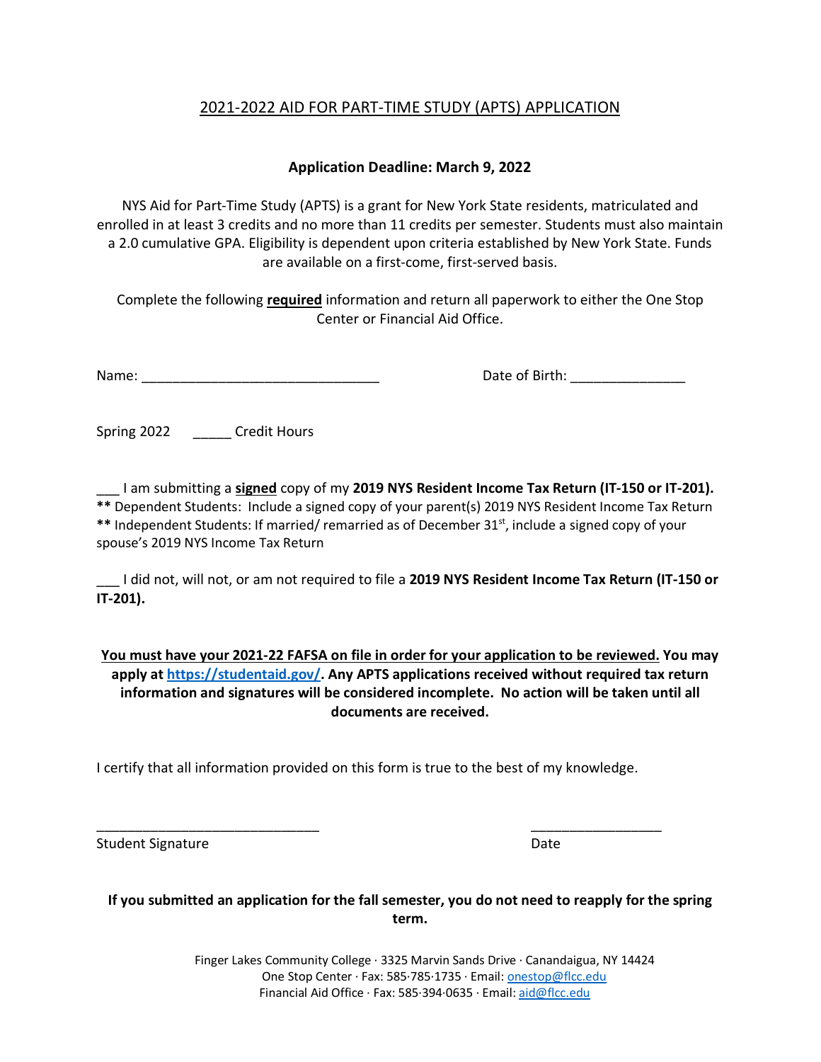# 2021-2022 AID FOR PART-TIME STUDY (APTS) APPLICATION

**Application Deadline: March 9, 2022**

NYS Aid for Part-Time Study (APTS) is a grant for New York State residents, matriculated and enrolled in at least 3 credits and no more than 11 credits per semester. Students must also maintain a 2.0 cumulative GPA. Eligibility is dependent upon criteria established by New York State. Funds are available on a first-come, first-served basis.

Complete the following **required** information and return all paperwork to either the One Stop Center or Financial Aid Office.

Name: _______________________________ Date of Birth: _______________

Spring 2022 _____ Credit Hours

___ I am submitting a **signed** copy of my **2019 NYS Resident Income Tax Return (IT-150 or IT-201).**
**\*\*** Dependent Students: Include a signed copy of your parent(s) 2019 NYS Resident Income Tax Return
**\*\*** Independent Students: If married/ remarried as of December 31st, include a signed copy of your spouse's 2019 NYS Income Tax Return

___ I did not, will not, or am not required to file a **2019 NYS Resident Income Tax Return (IT-150 or IT-201).**

**You must have your 2021-22 FAFSA on file in order for your application to be reviewed. You may apply at [https://studentaid.gov/](https://studentaid.gov/). Any APTS applications received without required tax return information and signatures will be considered incomplete. No action will be taken until all documents are received.**

I certify that all information provided on this form is true to the best of my knowledge.

_____________________________ _________________
Student Signature Date

**If you submitted an application for the fall semester, you do not need to reapply for the spring term.**

Finger Lakes Community College · 3325 Marvin Sands Drive · Canandaigua, NY 14424
One Stop Center · Fax: 585·785·1735 · Email: onestop@flcc.edu
Financial Aid Office · Fax: 585·394·0635 · Email: aid@flcc.edu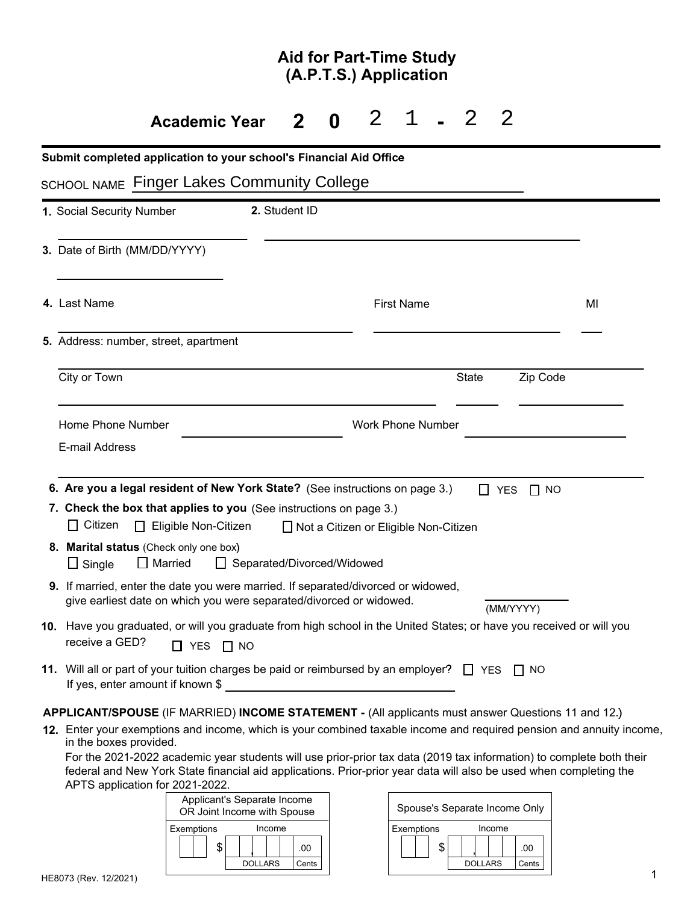# Aid for Part-Time Study (A.P.T.S.) Application

## Academic Year 2 0 2 1 - 2 2

**Submit completed application to your school's Financial Aid Office**

SCHOOL NAME Finger Lakes Community College

**1.** Social Security Number ______________ **2.** Student ID ______________

**3.** Date of Birth (MM/DD/YYYY) ______________

**4.** Last Name ______________ First Name ______________ MI ____

**5.** Address: number, street, apartment ______________

City or Town ______________ State ______ Zip Code ______________

Home Phone Number ______________ Work Phone Number ______________

E-mail Address ______________

**6. Are you a legal resident of New York State?** (See instructions on page 3.) ☐ YES ☐ NO

**7. Check the box that applies to you** (See instructions on page 3.)

☐ Citizen ☐ Eligible Non-Citizen ☐ Not a Citizen or Eligible Non-Citizen

**8. Marital status** (Check only one box)

☐ Single ☐ Married ☐ Separated/Divorced/Widowed

**9.** If married, enter the date you were married. If separated/divorced or widowed, give earliest date on which you were separated/divorced or widowed. ________ (MM/YYYY)

**10.** Have you graduated, or will you graduate from high school in the United States; or have you received or will you receive a GED? ☐ YES ☐ NO

**11.** Will all or part of your tuition charges be paid or reimbursed by an employer? ☐ YES ☐ NO
If yes, enter amount if known $ ______________

**APPLICANT/SPOUSE** (IF MARRIED) **INCOME STATEMENT -** (All applicants must answer Questions 11 and 12.)

**12.** Enter your exemptions and income, which is your combined taxable income and required pension and annuity income, in the boxes provided.
For the 2021-2022 academic year students will use prior-prior tax data (2019 tax information) to complete both their federal and New York State financial aid applications. Prior-prior year data will also be used when completing the APTS application for 2021-2022.

| Applicant's Separate Income OR Joint Income with Spouse | |
|---|---|
| Exemptions | Income |
| | $ ______ .00 (DOLLARS / Cents) |

| Spouse's Separate Income Only | |
|---|---|
| Exemptions | Income |
| | $ ______ .00 (DOLLARS / Cents) |

HE8073 (Rev. 12/2021)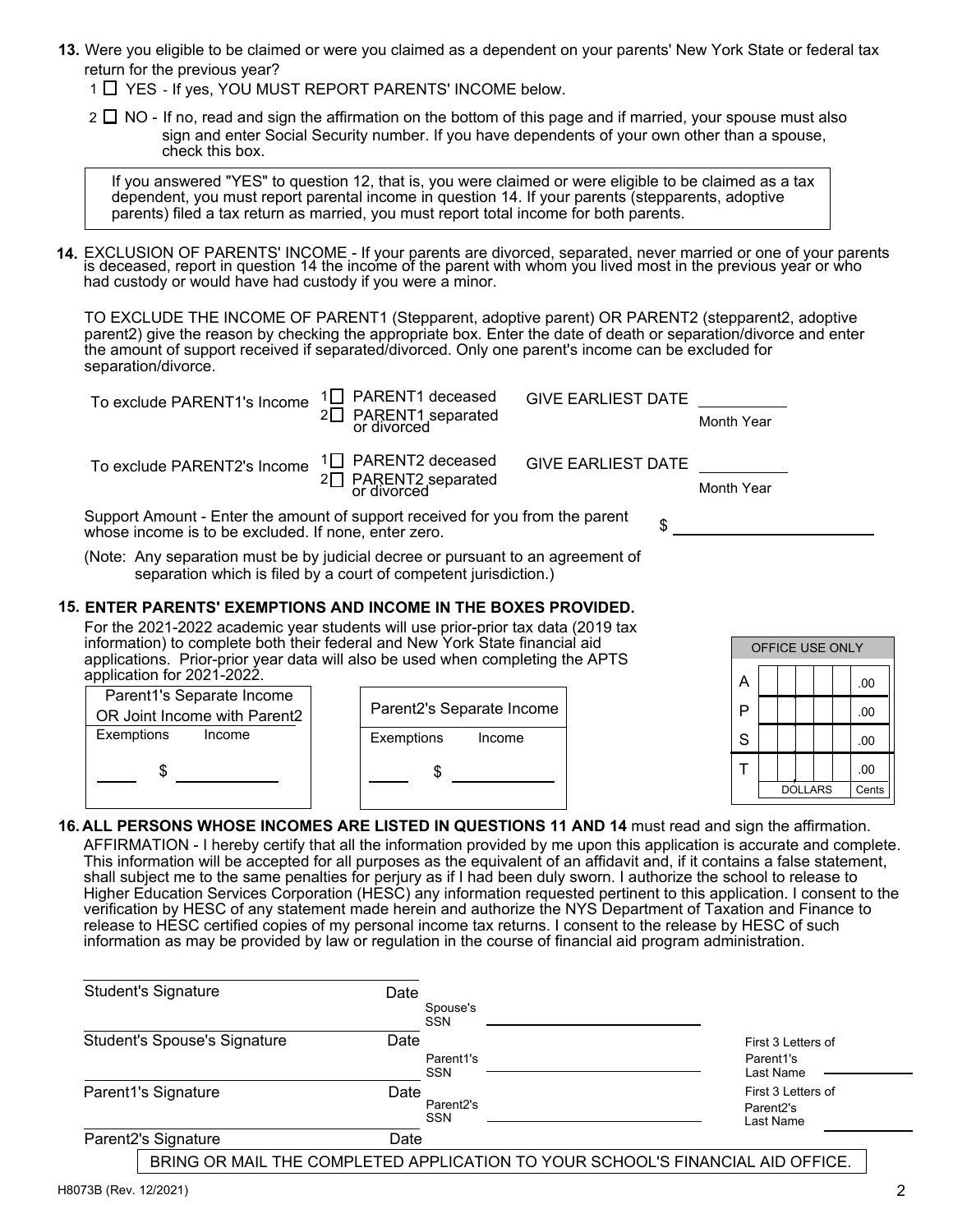**13.** Were you eligible to be claimed or were you claimed as a dependent on your parents' New York State or federal tax return for the previous year?

1 ☐ YES - If yes, YOU MUST REPORT PARENTS' INCOME below.

2 ☐ NO - If no, read and sign the affirmation on the bottom of this page and if married, your spouse must also sign and enter Social Security number. If you have dependents of your own other than a spouse, check this box.

> If you answered "YES" to question 12, that is, you were claimed or were eligible to be claimed as a tax dependent, you must report parental income in question 14. If your parents (stepparents, adoptive parents) filed a tax return as married, you must report total income for both parents.

**14.** EXCLUSION OF PARENTS' INCOME - If your parents are divorced, separated, never married or one of your parents is deceased, report in question 14 the income of the parent with whom you lived most in the previous year or who had custody or would have had custody if you were a minor.

TO EXCLUDE THE INCOME OF PARENT1 (Stepparent, adoptive parent) OR PARENT2 (stepparent2, adoptive parent2) give the reason by checking the appropriate box. Enter the date of death or separation/divorce and enter the amount of support received if separated/divorced. Only one parent's income can be excluded for separation/divorce.

To exclude PARENT1's Income 1☐ PARENT1 deceased 2☐ PARENT1 separated or divorced GIVE EARLIEST DATE ________ Month Year

To exclude PARENT2's Income 1☐ PARENT2 deceased 2☐ PARENT2 separated or divorced GIVE EARLIEST DATE ________ Month Year

Support Amount - Enter the amount of support received for you from the parent whose income is to be excluded. If none, enter zero. $ ____________

(Note: Any separation must be by judicial decree or pursuant to an agreement of separation which is filed by a court of competent jurisdiction.)

**15. ENTER PARENTS' EXEMPTIONS AND INCOME IN THE BOXES PROVIDED.**

For the 2021-2022 academic year students will use prior-prior tax data (2019 tax information) to complete both their federal and New York State financial aid applications. Prior-prior year data will also be used when completing the APTS application for 2021-2022.

| Parent1's Separate Income OR Joint Income with Parent2 | |
|---|---|
| Exemptions | Income |
| ____ | $ ________ |

| Parent2's Separate Income | |
|---|---|
| Exemptions | Income |
| ____ | $ ________ |

| OFFICE USE ONLY | | |
|---|---|---|
| A | | .00 |
| P | | .00 |
| S | | .00 |
| T | | .00 |
| | DOLLARS | Cents |

**16. ALL PERSONS WHOSE INCOMES ARE LISTED IN QUESTIONS 11 AND 14** must read and sign the affirmation.

AFFIRMATION - I hereby certify that all the information provided by me upon this application is accurate and complete. This information will be accepted for all purposes as the equivalent of an affidavit and, if it contains a false statement, shall subject me to the same penalties for perjury as if I had been duly sworn. I authorize the school to release to Higher Education Services Corporation (HESC) any information requested pertinent to this application. I consent to the verification by HESC of any statement made herein and authorize the NYS Department of Taxation and Finance to release to HESC certified copies of my personal income tax returns. I consent to the release by HESC of such information as may be provided by law or regulation in the course of financial aid program administration.

Student's Signature ____________ Date ________

Spouse's SSN ____________

Student's Spouse's Signature ____________ Date ________

Parent1's SSN ____________ First 3 Letters of Parent1's Last Name ________

Parent1's Signature ____________ Date ________

Parent2's SSN ____________ First 3 Letters of Parent2's Last Name ________

Parent2's Signature ____________ Date ________

BRING OR MAIL THE COMPLETED APPLICATION TO YOUR SCHOOL'S FINANCIAL AID OFFICE.

H8073B (Rev. 12/2021)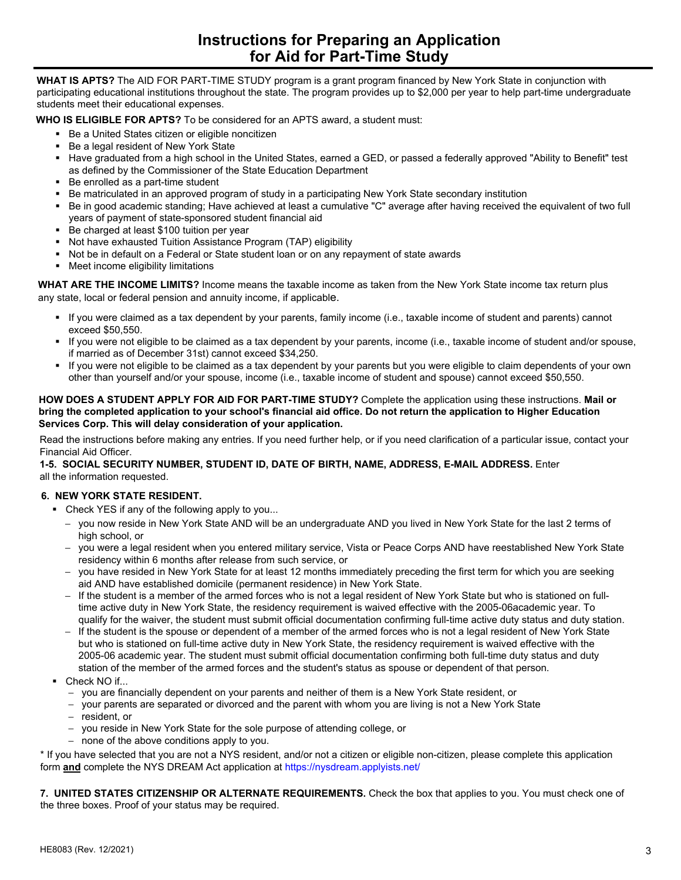# Instructions for Preparing an Application for Aid for Part-Time Study

**WHAT IS APTS?** The AID FOR PART-TIME STUDY program is a grant program financed by New York State in conjunction with participating educational institutions throughout the state. The program provides up to $2,000 per year to help part-time undergraduate students meet their educational expenses.

**WHO IS ELIGIBLE FOR APTS?** To be considered for an APTS award, a student must:

- Be a United States citizen or eligible noncitizen
- Be a legal resident of New York State
- Have graduated from a high school in the United States, earned a GED, or passed a federally approved "Ability to Benefit" test as defined by the Commissioner of the State Education Department
- Be enrolled as a part-time student
- Be matriculated in an approved program of study in a participating New York State secondary institution
- Be in good academic standing; Have achieved at least a cumulative "C" average after having received the equivalent of two full years of payment of state-sponsored student financial aid
- Be charged at least $100 tuition per year
- Not have exhausted Tuition Assistance Program (TAP) eligibility
- Not be in default on a Federal or State student loan or on any repayment of state awards
- Meet income eligibility limitations

**WHAT ARE THE INCOME LIMITS?** Income means the taxable income as taken from the New York State income tax return plus any state, local or federal pension and annuity income, if applicable.

- If you were claimed as a tax dependent by your parents, family income (i.e., taxable income of student and parents) cannot exceed $50,550.
- If you were not eligible to be claimed as a tax dependent by your parents, income (i.e., taxable income of student and/or spouse, if married as of December 31st) cannot exceed $34,250.
- If you were not eligible to be claimed as a tax dependent by your parents but you were eligible to claim dependents of your own other than yourself and/or your spouse, income (i.e., taxable income of student and spouse) cannot exceed $50,550.

**HOW DOES A STUDENT APPLY FOR AID FOR PART-TIME STUDY?** Complete the application using these instructions. **Mail or bring the completed application to your school's financial aid office. Do not return the application to Higher Education Services Corp. This will delay consideration of your application.**

Read the instructions before making any entries. If you need further help, or if you need clarification of a particular issue, contact your Financial Aid Officer.

**1-5. SOCIAL SECURITY NUMBER, STUDENT ID, DATE OF BIRTH, NAME, ADDRESS, E-MAIL ADDRESS.** Enter all the information requested.

**6. NEW YORK STATE RESIDENT.**

- Check YES if any of the following apply to you...
  - you now reside in New York State AND will be an undergraduate AND you lived in New York State for the last 2 terms of high school, or
  - you were a legal resident when you entered military service, Vista or Peace Corps AND have reestablished New York State residency within 6 months after release from such service, or
  - you have resided in New York State for at least 12 months immediately preceding the first term for which you are seeking aid AND have established domicile (permanent residence) in New York State.
  - If the student is a member of the armed forces who is not a legal resident of New York State but who is stationed on full-time active duty in New York State, the residency requirement is waived effective with the 2005-06academic year. To qualify for the waiver, the student must submit official documentation confirming full-time active duty status and duty station.
  - If the student is the spouse or dependent of a member of the armed forces who is not a legal resident of New York State but who is stationed on full-time active duty in New York State, the residency requirement is waived effective with the 2005-06 academic year. The student must submit official documentation confirming both full-time duty status and duty station of the member of the armed forces and the student's status as spouse or dependent of that person.
- Check NO if...
  - you are financially dependent on your parents and neither of them is a New York State resident, or
  - your parents are separated or divorced and the parent with whom you are living is not a New York State
  - resident, or
  - you reside in New York State for the sole purpose of attending college, or
  - none of the above conditions apply to you.

\* If you have selected that you are not a NYS resident, and/or not a citizen or eligible non-citizen, please complete this application form **and** complete the NYS DREAM Act application at https://nysdream.applyists.net/

**7. UNITED STATES CITIZENSHIP OR ALTERNATE REQUIREMENTS.** Check the box that applies to you. You must check one of the three boxes. Proof of your status may be required.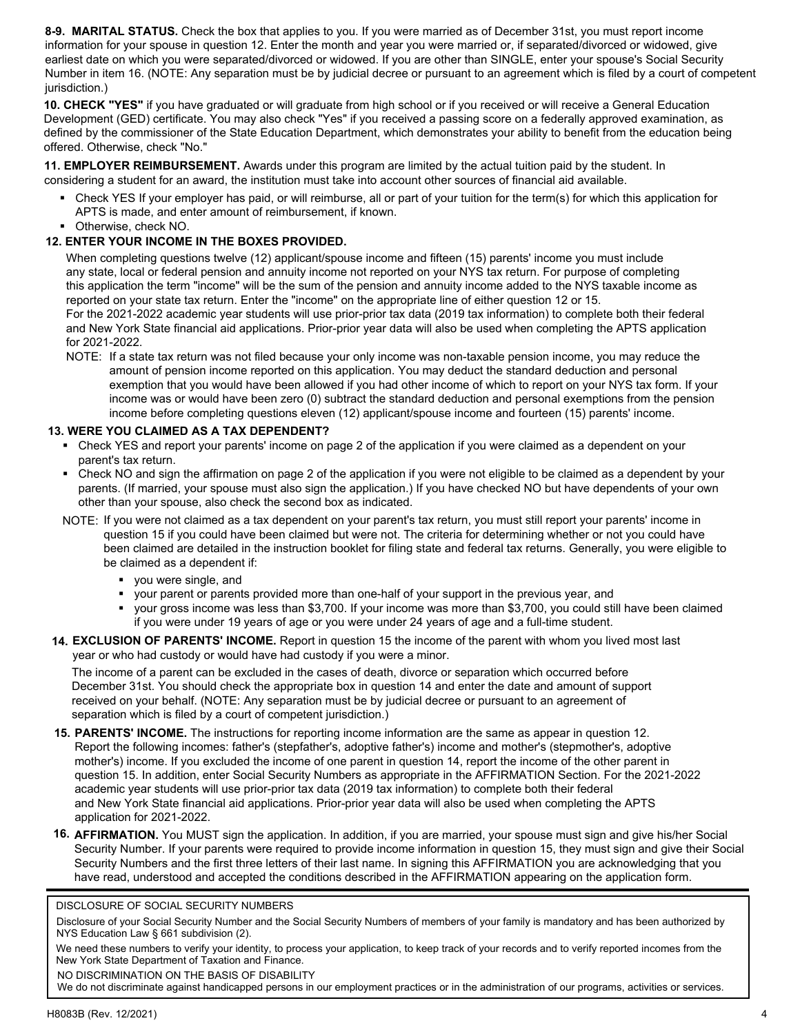**8-9. MARITAL STATUS.** Check the box that applies to you. If you were married as of December 31st, you must report income information for your spouse in question 12. Enter the month and year you were married or, if separated/divorced or widowed, give earliest date on which you were separated/divorced or widowed. If you are other than SINGLE, enter your spouse's Social Security Number in item 16. (NOTE: Any separation must be by judicial decree or pursuant to an agreement which is filed by a court of competent jurisdiction.)

**10. CHECK "YES"** if you have graduated or will graduate from high school or if you received or will receive a General Education Development (GED) certificate. You may also check "Yes" if you received a passing score on a federally approved examination, as defined by the commissioner of the State Education Department, which demonstrates your ability to benefit from the education being offered. Otherwise, check "No."

**11. EMPLOYER REIMBURSEMENT.** Awards under this program are limited by the actual tuition paid by the student. In considering a student for an award, the institution must take into account other sources of financial aid available.

- Check YES If your employer has paid, or will reimburse, all or part of your tuition for the term(s) for which this application for APTS is made, and enter amount of reimbursement, if known.
- Otherwise, check NO.

**12. ENTER YOUR INCOME IN THE BOXES PROVIDED.**

When completing questions twelve (12) applicant/spouse income and fifteen (15) parents' income you must include any state, local or federal pension and annuity income not reported on your NYS tax return. For purpose of completing this application the term "income" will be the sum of the pension and annuity income added to the NYS taxable income as reported on your state tax return. Enter the "income" on the appropriate line of either question 12 or 15.
For the 2021-2022 academic year students will use prior-prior tax data (2019 tax information) to complete both their federal and New York State financial aid applications. Prior-prior year data will also be used when completing the APTS application for 2021-2022.

NOTE: If a state tax return was not filed because your only income was non-taxable pension income, you may reduce the amount of pension income reported on this application. You may deduct the standard deduction and personal exemption that you would have been allowed if you had other income of which to report on your NYS tax form. If your income was or would have been zero (0) subtract the standard deduction and personal exemptions from the pension income before completing questions eleven (12) applicant/spouse income and fourteen (15) parents' income.

**13. WERE YOU CLAIMED AS A TAX DEPENDENT?**

- Check YES and report your parents' income on page 2 of the application if you were claimed as a dependent on your parent's tax return.
- Check NO and sign the affirmation on page 2 of the application if you were not eligible to be claimed as a dependent by your parents. (If married, your spouse must also sign the application.) If you have checked NO but have dependents of your own other than your spouse, also check the second box as indicated.

NOTE: If you were not claimed as a tax dependent on your parent's tax return, you must still report your parents' income in question 15 if you could have been claimed but were not. The criteria for determining whether or not you could have been claimed are detailed in the instruction booklet for filing state and federal tax returns. Generally, you were eligible to be claimed as a dependent if:

- you were single, and
- your parent or parents provided more than one-half of your support in the previous year, and
- your gross income was less than $3,700. If your income was more than $3,700, you could still have been claimed if you were under 19 years of age or you were under 24 years of age and a full-time student.

**14. EXCLUSION OF PARENTS' INCOME.** Report in question 15 the income of the parent with whom you lived most last year or who had custody or would have had custody if you were a minor.

The income of a parent can be excluded in the cases of death, divorce or separation which occurred before December 31st. You should check the appropriate box in question 14 and enter the date and amount of support received on your behalf. (NOTE: Any separation must be by judicial decree or pursuant to an agreement of separation which is filed by a court of competent jurisdiction.)

**15. PARENTS' INCOME.** The instructions for reporting income information are the same as appear in question 12. Report the following incomes: father's (stepfather's, adoptive father's) income and mother's (stepmother's, adoptive mother's) income. If you excluded the income of one parent in question 14, report the income of the other parent in question 15. In addition, enter Social Security Numbers as appropriate in the AFFIRMATION Section. For the 2021-2022 academic year students will use prior-prior tax data (2019 tax information) to complete both their federal and New York State financial aid applications. Prior-prior year data will also be used when completing the APTS application for 2021-2022.

**16. AFFIRMATION.** You MUST sign the application. In addition, if you are married, your spouse must sign and give his/her Social Security Number. If your parents were required to provide income information in question 15, they must sign and give their Social Security Numbers and the first three letters of their last name. In signing this AFFIRMATION you are acknowledging that you have read, understood and accepted the conditions described in the AFFIRMATION appearing on the application form.

DISCLOSURE OF SOCIAL SECURITY NUMBERS

Disclosure of your Social Security Number and the Social Security Numbers of members of your family is mandatory and has been authorized by NYS Education Law § 661 subdivision (2).

We need these numbers to verify your identity, to process your application, to keep track of your records and to verify reported incomes from the New York State Department of Taxation and Finance.

NO DISCRIMINATION ON THE BASIS OF DISABILITY

We do not discriminate against handicapped persons in our employment practices or in the administration of our programs, activities or services.

H8083B (Rev. 12/2021)